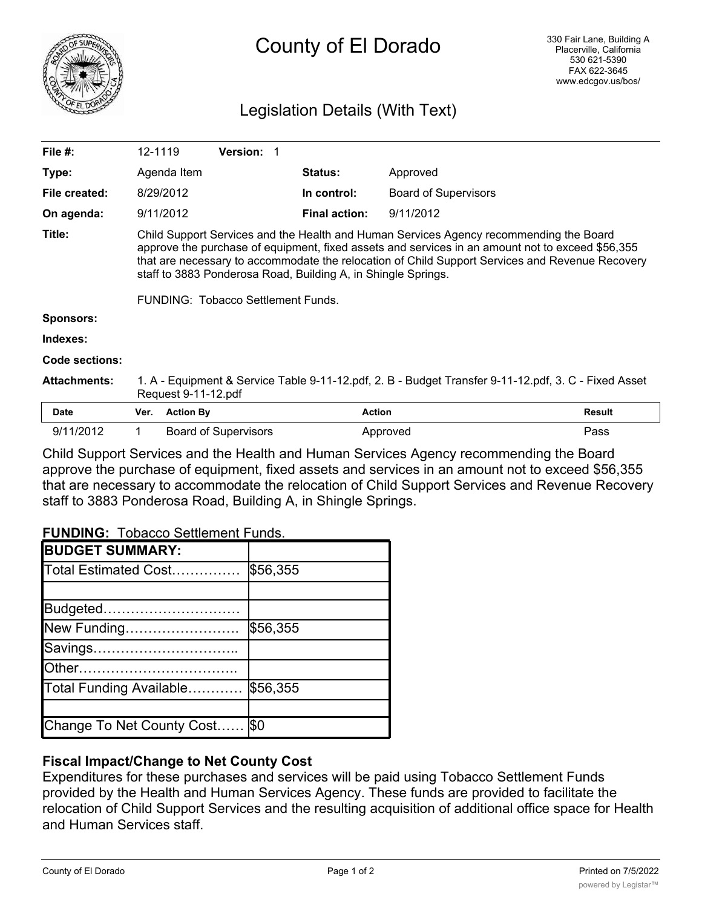# County of El Dorado

330 Fair Lane, Building A
Placerville, California
530 621-5390
FAX 622-3645
www.edcgov.us/bos/

## Legislation Details (With Text)

| | | | |
|---|---|---|---|
| **File #:** | 12-1119 **Version:** 1 | | |
| **Type:** | Agenda Item | **Status:** | Approved |
| **File created:** | 8/29/2012 | **In control:** | Board of Supervisors |
| **On agenda:** | 9/11/2012 | **Final action:** | 9/11/2012 |

**Title:** Child Support Services and the Health and Human Services Agency recommending the Board approve the purchase of equipment, fixed assets and services in an amount not to exceed $56,355 that are necessary to accommodate the relocation of Child Support Services and Revenue Recovery staff to 3883 Ponderosa Road, Building A, in Shingle Springs.

FUNDING: Tobacco Settlement Funds.

**Sponsors:**

**Indexes:**

**Code sections:**

**Attachments:** 1. A - Equipment & Service Table 9-11-12.pdf, 2. B - Budget Transfer 9-11-12.pdf, 3. C - Fixed Asset Request 9-11-12.pdf

| Date | Ver. | Action By | Action | Result |
|---|---|---|---|---|
| 9/11/2012 | 1 | Board of Supervisors | Approved | Pass |

Child Support Services and the Health and Human Services Agency recommending the Board approve the purchase of equipment, fixed assets and services in an amount not to exceed $56,355 that are necessary to accommodate the relocation of Child Support Services and Revenue Recovery staff to 3883 Ponderosa Road, Building A, in Shingle Springs.

**FUNDING:** Tobacco Settlement Funds.

| **BUDGET SUMMARY:** | |
|---|---|
| Total Estimated Cost…………… | $56,355 |
| | |
| Budgeted………………………… | |
| New Funding……………………. | $56,355 |
| Savings………………………….. | |
| Other…………………………….. | |
| Total Funding Available………… | $56,355 |
| | |
| Change To Net County Cost…… | $0 |

### Fiscal Impact/Change to Net County Cost

Expenditures for these purchases and services will be paid using Tobacco Settlement Funds provided by the Health and Human Services Agency. These funds are provided to facilitate the relocation of Child Support Services and the resulting acquisition of additional office space for Health and Human Services staff.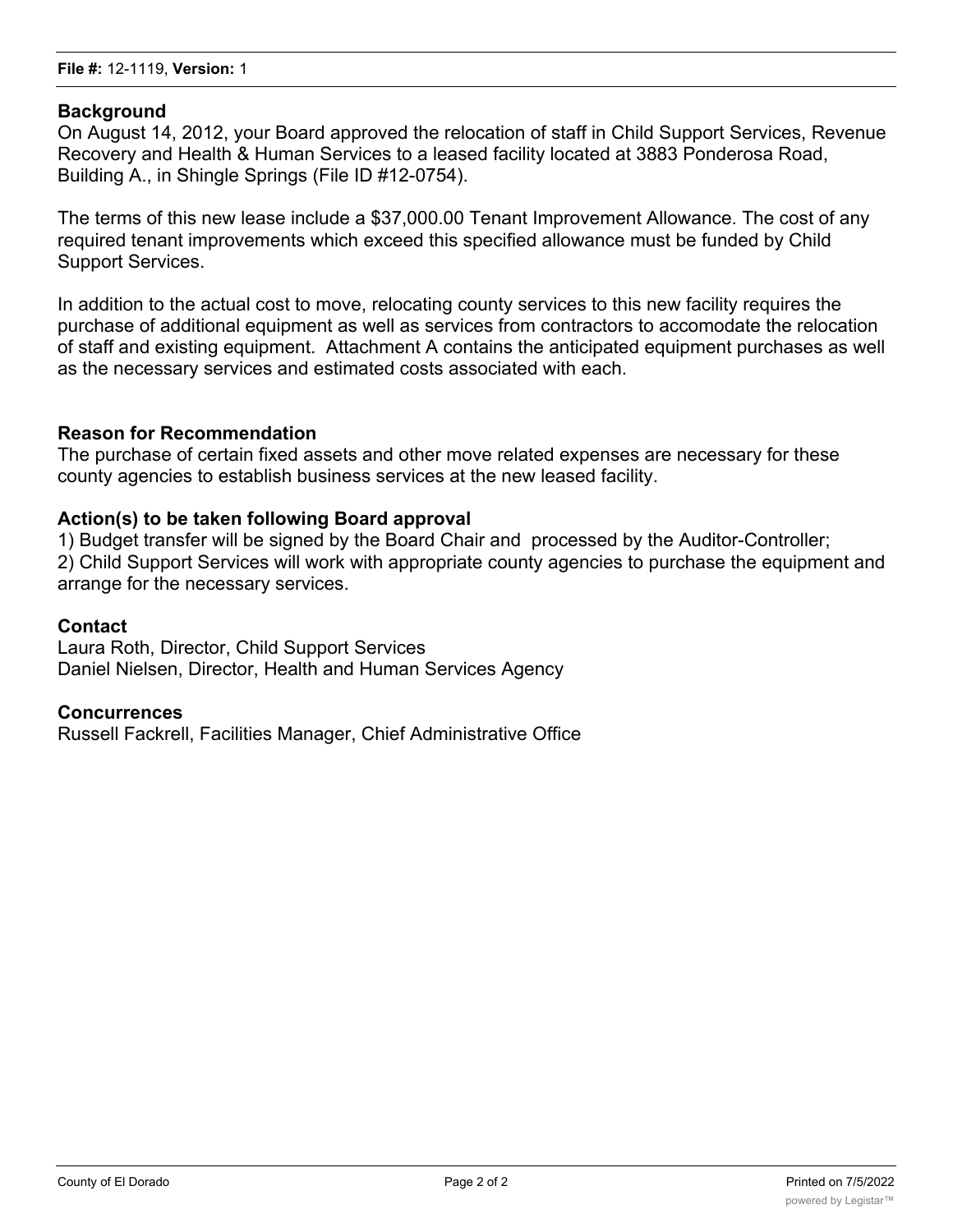## Background

On August 14, 2012, your Board approved the relocation of staff in Child Support Services, Revenue Recovery and Health & Human Services to a leased facility located at 3883 Ponderosa Road, Building A., in Shingle Springs (File ID #12-0754).

The terms of this new lease include a $37,000.00 Tenant Improvement Allowance. The cost of any required tenant improvements which exceed this specified allowance must be funded by Child Support Services.

In addition to the actual cost to move, relocating county services to this new facility requires the purchase of additional equipment as well as services from contractors to accomodate the relocation of staff and existing equipment. Attachment A contains the anticipated equipment purchases as well as the necessary services and estimated costs associated with each.

## Reason for Recommendation

The purchase of certain fixed assets and other move related expenses are necessary for these county agencies to establish business services at the new leased facility.

## Action(s) to be taken following Board approval

1) Budget transfer will be signed by the Board Chair and processed by the Auditor-Controller;
2) Child Support Services will work with appropriate county agencies to purchase the equipment and arrange for the necessary services.

## Contact

Laura Roth, Director, Child Support Services
Daniel Nielsen, Director, Health and Human Services Agency

## Concurrences

Russell Fackrell, Facilities Manager, Chief Administrative Office